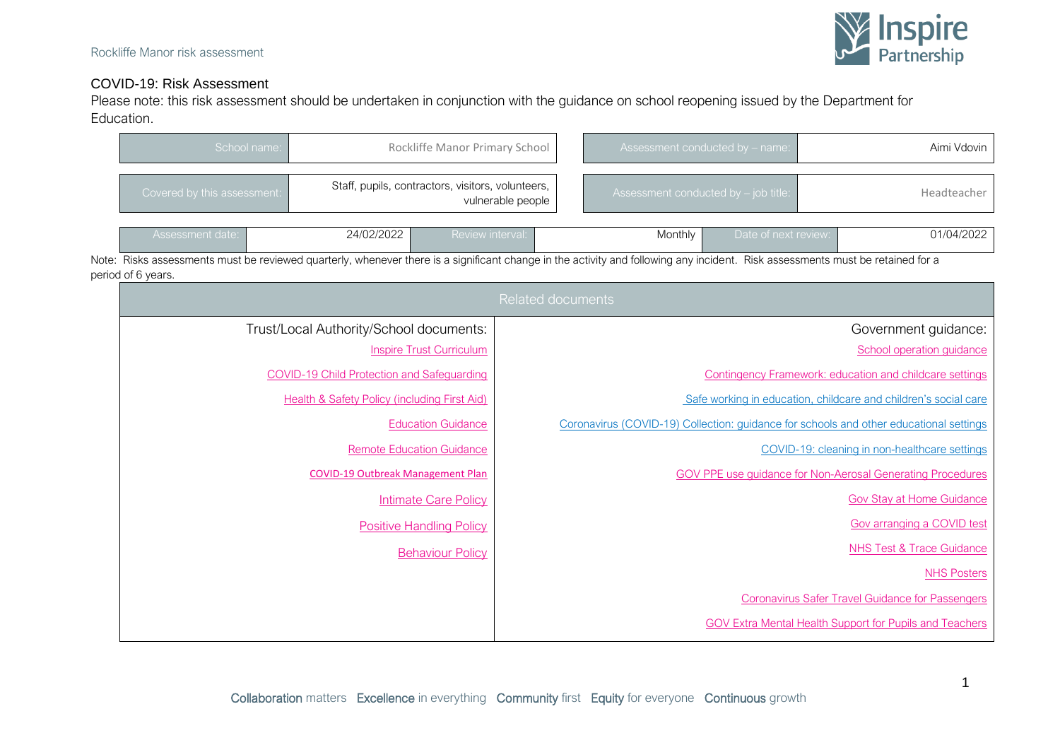# COVID-19: Risk Assessment

Please note: this risk assessment should be undertaken in conjunction with the guidance on school reopening issued by the Department for Education.

| School name: | Rockliffe Manor Primary School | Assessment conducted by – name: | Aimi Vdovin |
|---|---|---|---|
| Covered by this assessment: | Staff, pupils, contractors, visitors, volunteers, vulnerable people | Assessment conducted by – job title: | Headteacher |

| Assessment date: | 24/02/2022 | Review interval: | Monthly | Date of next review: | 01/04/2022 |
|---|---|---|---|---|---|

Note: Risks assessments must be reviewed quarterly, whenever there is a significant change in the activity and following any incident. Risk assessments must be retained for a period of 6 years.

| Related documents | |
|---|---|
| **Trust/Local Authority/School documents:** | **Government guidance:** |
| Inspire Trust Curriculum | School operation guidance |
| COVID-19 Child Protection and Safeguarding | Contingency Framework: education and childcare settings |
| Health & Safety Policy (including First Aid) | Safe working in education, childcare and children's social care |
| Education Guidance | Coronavirus (COVID-19) Collection: guidance for schools and other educational settings |
| Remote Education Guidance | COVID-19: cleaning in non-healthcare settings |
| COVID-19 Outbreak Management Plan | GOV PPE use guidance for Non-Aerosal Generating Procedures |
| Intimate Care Policy | Gov Stay at Home Guidance |
| Positive Handling Policy | Gov arranging a COVID test |
| Behaviour Policy | NHS Test & Trace Guidance |
| | NHS Posters |
| | Coronavirus Safer Travel Guidance for Passengers |
| | GOV Extra Mental Health Support for Pupils and Teachers |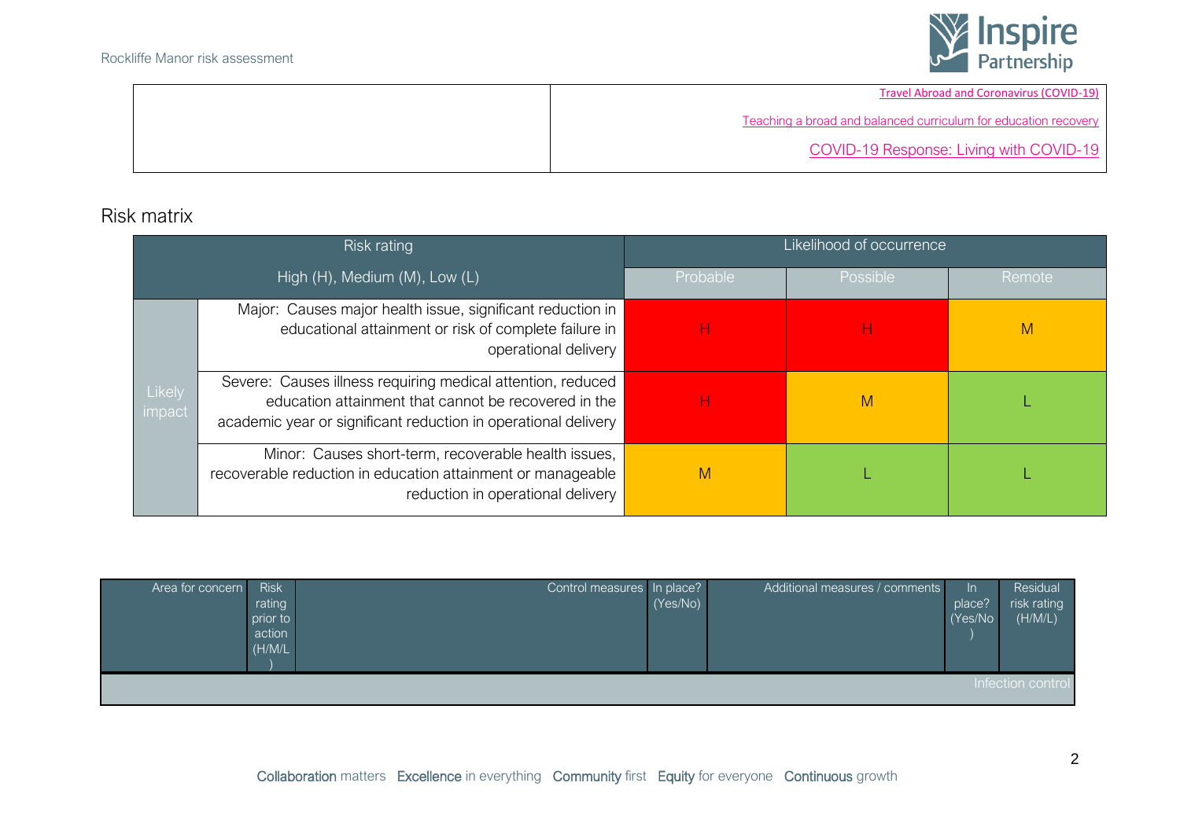| | |
|---|---|
| | Travel Abroad and Coronavirus (COVID-19)<br><br>Teaching a broad and balanced curriculum for education recovery<br><br>COVID-19 Response: Living with COVID-19 |

## Risk matrix

| Risk rating<br>High (H), Medium (M), Low (L) | | Likelihood of occurrence | | |
|---|---|---|---|---|
| | | Probable | Possible | Remote |
| Likely impact | Major: Causes major health issue, significant reduction in educational attainment or risk of complete failure in operational delivery | H | H | M |
| | Severe: Causes illness requiring medical attention, reduced education attainment that cannot be recovered in the academic year or significant reduction in operational delivery | H | M | L |
| | Minor: Causes short-term, recoverable health issues, recoverable reduction in education attainment or manageable reduction in operational delivery | M | L | L |

| Area for concern | Risk rating prior to action (H/M/L) | Control measures | In place? (Yes/No) | Additional measures / comments | In place? (Yes/No) | Residual risk rating (H/M/L) |
|---|---|---|---|---|---|---|
| Infection control | | | | | | |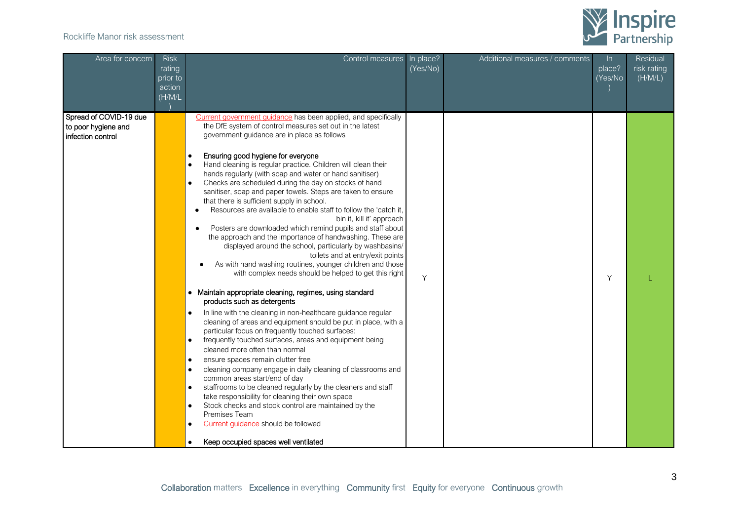| Area for concern | Risk rating prior to action (H/M/L) | Control measures | In place? (Yes/No) | Additional measures / comments | In place? (Yes/No) | Residual risk rating (H/M/L) |
|---|---|---|---|---|---|---|
| Spread of COVID-19 due to poor hygiene and infection control | | Current government guidance has been applied, and specifically the DfE system of control measures set out in the latest government guidance are in place as follows<br><br>• Ensuring good hygiene for everyone<br>• Hand cleaning is regular practice. Children will clean their hands regularly (with soap and water or hand sanitiser)<br>• Checks are scheduled during the day on stocks of hand sanitiser, soap and paper towels. Steps are taken to ensure that there is sufficient supply in school.<br>• Resources are available to enable staff to follow the 'catch it, bin it, kill it' approach<br>• Posters are downloaded which remind pupils and staff about the approach and the importance of handwashing. These are displayed around the school, particularly by washbasins/ toilets and at entry/exit points<br>• As with hand washing routines, younger children and those with complex needs should be helped to get this right<br><br>• Maintain appropriate cleaning, regimes, using standard products such as detergents<br>• In line with the cleaning in non-healthcare guidance regular cleaning of areas and equipment should be put in place, with a particular focus on frequently touched surfaces:<br>• frequently touched surfaces, areas and equipment being cleaned more often than normal<br>• ensure spaces remain clutter free<br>• cleaning company engage in daily cleaning of classrooms and common areas start/end of day<br>• staffrooms to be cleaned regularly by the cleaners and staff take responsibility for cleaning their own space<br>• Stock checks and stock control are maintained by the Premises Team<br>• Current guidance should be followed<br><br>• Keep occupied spaces well ventilated | Y | | Y | L |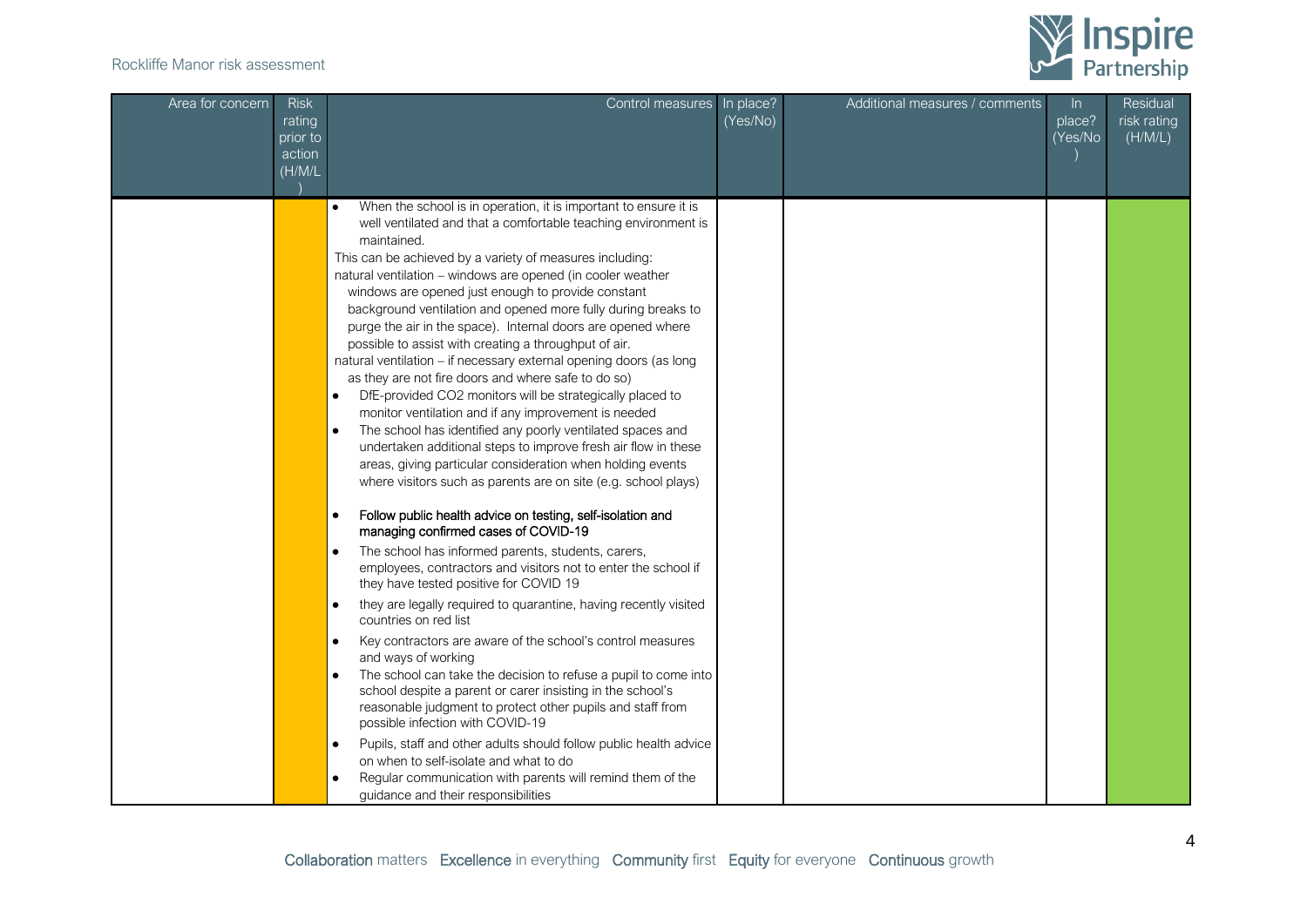| Area for concern | Risk rating prior to action (H/M/L) | Control measures | In place? (Yes/No) | Additional measures / comments | In place? (Yes/No) | Residual risk rating (H/M/L) |
|---|---|---|---|---|---|---|
| | | • When the school is in operation, it is important to ensure it is well ventilated and that a comfortable teaching environment is maintained.<br>This can be achieved by a variety of measures including:<br>natural ventilation – windows are opened (in cooler weather windows are opened just enough to provide constant background ventilation and opened more fully during breaks to purge the air in the space). Internal doors are opened where possible to assist with creating a throughput of air.<br>natural ventilation – if necessary external opening doors (as long as they are not fire doors and where safe to do so)<br>• DfE-provided CO2 monitors will be strategically placed to monitor ventilation and if any improvement is needed<br>• The school has identified any poorly ventilated spaces and undertaken additional steps to improve fresh air flow in these areas, giving particular consideration when holding events where visitors such as parents are on site (e.g. school plays)<br><br>• Follow public health advice on testing, self-isolation and managing confirmed cases of COVID-19<br>• The school has informed parents, students, carers, employees, contractors and visitors not to enter the school if they have tested positive for COVID 19<br>• they are legally required to quarantine, having recently visited countries on red list<br>• Key contractors are aware of the school's control measures and ways of working<br>• The school can take the decision to refuse a pupil to come into school despite a parent or carer insisting in the school's reasonable judgment to protect other pupils and staff from possible infection with COVID-19<br>• Pupils, staff and other adults should follow public health advice on when to self-isolate and what to do<br>• Regular communication with parents will remind them of the guidance and their responsibilities | | | | |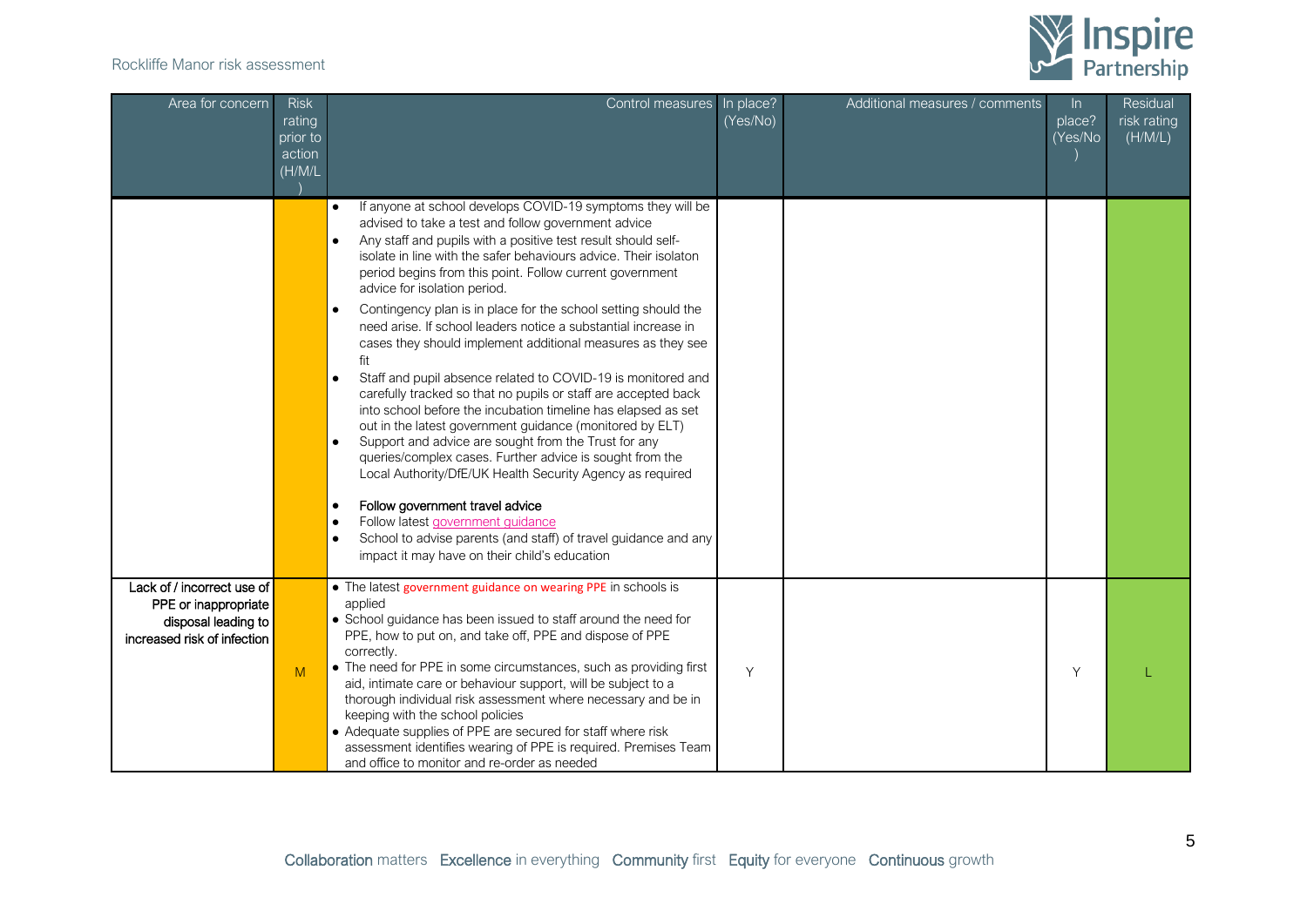| Area for concern | Risk rating prior to action (H/M/L) | Control measures | In place? (Yes/No) | Additional measures / comments | In place? (Yes/No) | Residual risk rating (H/M/L) |
|---|---|---|---|---|---|---|
| | | • If anyone at school develops COVID-19 symptoms they will be advised to take a test and follow government advice<br>• Any staff and pupils with a positive test result should self-isolate in line with the safer behaviours advice. Their isolaton period begins from this point. Follow current government advice for isolation period.<br>• Contingency plan is in place for the school setting should the need arise. If school leaders notice a substantial increase in cases they should implement additional measures as they see fit<br>• Staff and pupil absence related to COVID-19 is monitored and carefully tracked so that no pupils or staff are accepted back into school before the incubation timeline has elapsed as set out in the latest government guidance (monitored by ELT)<br>• Support and advice are sought from the Trust for any queries/complex cases. Further advice is sought from the Local Authority/DfE/UK Health Security Agency as required<br>• Follow government travel advice<br>• Follow latest government guidance<br>• School to advise parents (and staff) of travel guidance and any impact it may have on their child's education | | | | |
| Lack of / incorrect use of PPE or inappropriate disposal leading to increased risk of infection | M | • The latest government guidance on wearing PPE in schools is applied<br>• School guidance has been issued to staff around the need for PPE, how to put on, and take off, PPE and dispose of PPE correctly.<br>• The need for PPE in some circumstances, such as providing first aid, intimate care or behaviour support, will be subject to a thorough individual risk assessment where necessary and be in keeping with the school policies<br>• Adequate supplies of PPE are secured for staff where risk assessment identifies wearing of PPE is required. Premises Team and office to monitor and re-order as needed | Y | | Y | L |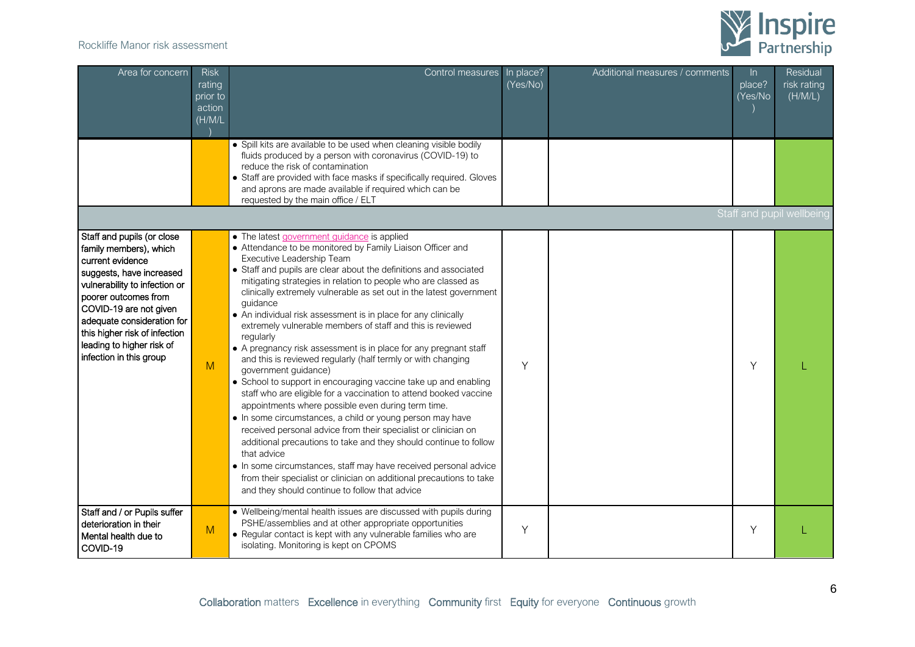| Area for concern | Risk rating prior to action (H/M/L) | Control measures | In place? (Yes/No) | Additional measures / comments | In place? (Yes/No) | Residual risk rating (H/M/L) |
|---|---|---|---|---|---|---|
| | | • Spill kits are available to be used when cleaning visible bodily fluids produced by a person with coronavirus (COVID-19) to reduce the risk of contamination<br>• Staff are provided with face masks if specifically required. Gloves and aprons are made available if required which can be requested by the main office / ELT | | | | |
| **Staff and pupil wellbeing** | | | | | | |
| Staff and pupils (or close family members), which current evidence suggests, have increased vulnerability to infection or poorer outcomes from COVID-19 are not given adequate consideration for this higher risk of infection leading to higher risk of infection in this group | M | • The latest government guidance is applied<br>• Attendance to be monitored by Family Liaison Officer and Executive Leadership Team<br>• Staff and pupils are clear about the definitions and associated mitigating strategies in relation to people who are classed as clinically extremely vulnerable as set out in the latest government guidance<br>• An individual risk assessment is in place for any clinically extremely vulnerable members of staff and this is reviewed regularly<br>• A pregnancy risk assessment is in place for any pregnant staff and this is reviewed regularly (half termly or with changing government guidance)<br>• School to support in encouraging vaccine take up and enabling staff who are eligible for a vaccination to attend booked vaccine appointments where possible even during term time.<br>• In some circumstances, a child or young person may have received personal advice from their specialist or clinician on additional precautions to take and they should continue to follow that advice<br>• In some circumstances, staff may have received personal advice from their specialist or clinician on additional precautions to take and they should continue to follow that advice | Y | | Y | L |
| Staff and / or Pupils suffer deterioration in their Mental health due to COVID-19 | M | • Wellbeing/mental health issues are discussed with pupils during PSHE/assemblies and at other appropriate opportunities<br>• Regular contact is kept with any vulnerable families who are isolating. Monitoring is kept on CPOMS | Y | | Y | L |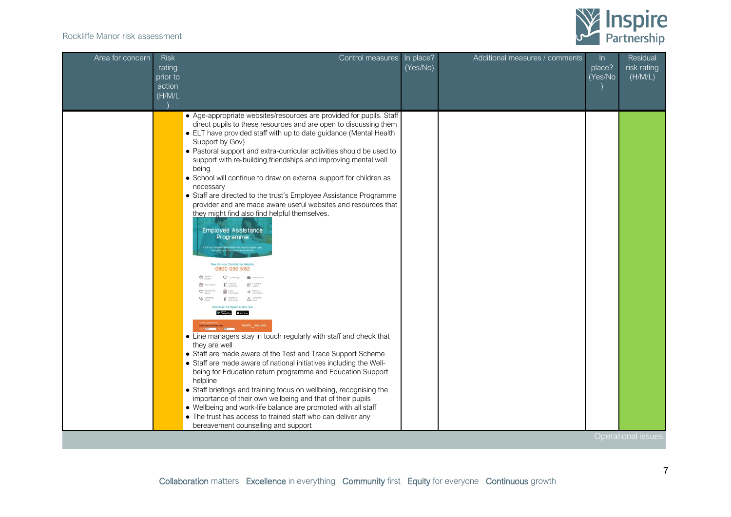| Area for concern | Risk rating prior to action (H/M/L) | Control measures | In place? (Yes/No) | Additional measures / comments | In place? (Yes/No) | Residual risk rating (H/M/L) |
|---|---|---|---|---|---|---|
| | | • Age-appropriate websites/resources are provided for pupils. Staff direct pupils to these resources and are open to discussing them<br>• ELT have provided staff with up to date guidance (Mental Health Support by Gov)<br>• Pastoral support and extra-curricular activities should be used to support with re-building friendships and improving mental well being<br>• School will continue to draw on external support for children as necessary<br>• Staff are directed to the trust's Employee Assistance Programme provider and are made aware useful websites and resources that they might find also find helpful themselves.<br>Employee Assistance Programme<br>Free 24 Hour Confidential Helpline: 0800 030 5182<br>• Line managers stay in touch regularly with staff and check that they are well<br>• Staff are made aware of the Test and Trace Support Scheme<br>• Staff are made aware of national initiatives including the Well-being for Education return programme and Education Support helpline<br>• Staff briefings and training focus on wellbeing, recognising the importance of their own wellbeing and that of their pupils<br>• Wellbeing and work-life balance are promoted with all staff<br>• The trust has access to trained staff who can deliver any bereavement counselling and support | | | | |

Operational issues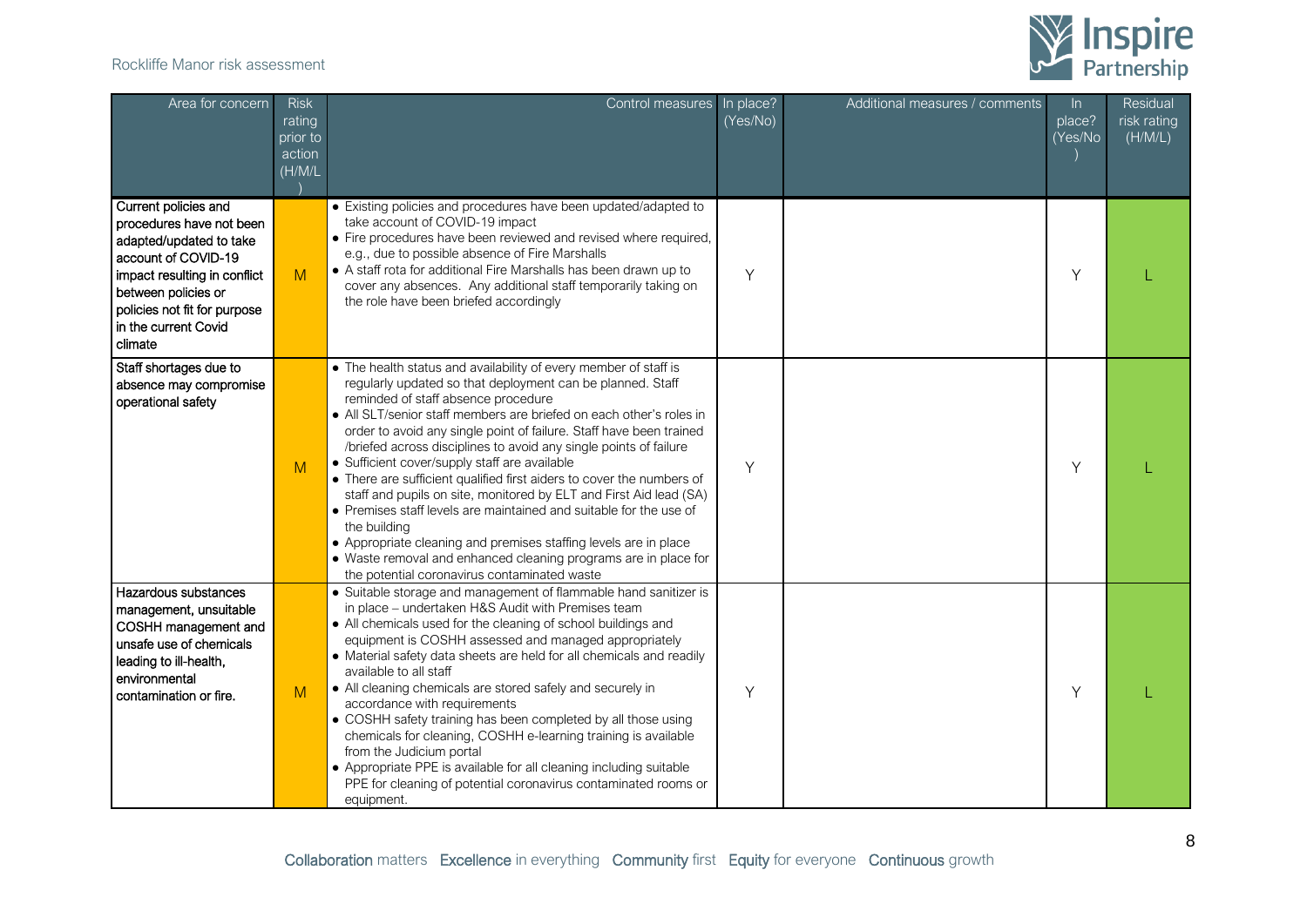| Area for concern | Risk rating prior to action (H/M/L) | Control measures | In place? (Yes/No) | Additional measures / comments | In place? (Yes/No) | Residual risk rating (H/M/L) |
|---|---|---|---|---|---|---|
| Current policies and procedures have not been adapted/updated to take account of COVID-19 impact resulting in conflict between policies or policies not fit for purpose in the current Covid climate | M | • Existing policies and procedures have been updated/adapted to take account of COVID-19 impact<br>• Fire procedures have been reviewed and revised where required, e.g., due to possible absence of Fire Marshalls<br>• A staff rota for additional Fire Marshalls has been drawn up to cover any absences. Any additional staff temporarily taking on the role have been briefed accordingly | Y | | Y | L |
| Staff shortages due to absence may compromise operational safety | M | • The health status and availability of every member of staff is regularly updated so that deployment can be planned. Staff reminded of staff absence procedure<br>• All SLT/senior staff members are briefed on each other's roles in order to avoid any single point of failure. Staff have been trained /briefed across disciplines to avoid any single points of failure<br>• Sufficient cover/supply staff are available<br>• There are sufficient qualified first aiders to cover the numbers of staff and pupils on site, monitored by ELT and First Aid lead (SA)<br>• Premises staff levels are maintained and suitable for the use of the building<br>• Appropriate cleaning and premises staffing levels are in place<br>• Waste removal and enhanced cleaning programs are in place for the potential coronavirus contaminated waste | Y | | Y | L |
| Hazardous substances management, unsuitable COSHH management and unsafe use of chemicals leading to ill-health, environmental contamination or fire. | M | • Suitable storage and management of flammable hand sanitizer is in place – undertaken H&S Audit with Premises team<br>• All chemicals used for the cleaning of school buildings and equipment is COSHH assessed and managed appropriately<br>• Material safety data sheets are held for all chemicals and readily available to all staff<br>• All cleaning chemicals are stored safely and securely in accordance with requirements<br>• COSHH safety training has been completed by all those using chemicals for cleaning, COSHH e-learning training is available from the Judicium portal<br>• Appropriate PPE is available for all cleaning including suitable PPE for cleaning of potential coronavirus contaminated rooms or equipment. | Y | | Y | L |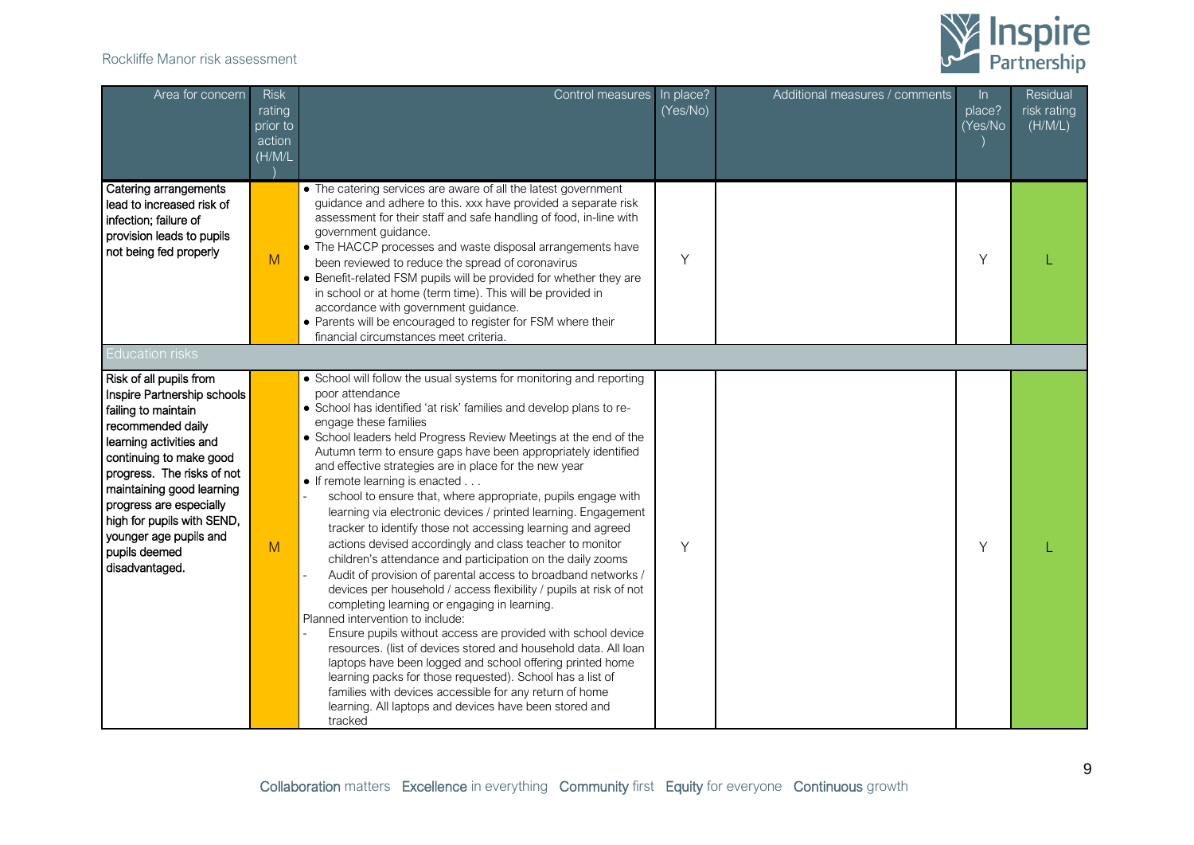| Area for concern | Risk rating prior to action (H/M/L) | Control measures | In place? (Yes/No) | Additional measures / comments | In place? (Yes/No) | Residual risk rating (H/M/L) |
|---|---|---|---|---|---|---|
| Catering arrangements lead to increased risk of infection; failure of provision leads to pupils not being fed properly | M | • The catering services are aware of all the latest government guidance and adhere to this. xxx have provided a separate risk assessment for their staff and safe handling of food, in-line with government guidance.<br>• The HACCP processes and waste disposal arrangements have been reviewed to reduce the spread of coronavirus<br>• Benefit-related FSM pupils will be provided for whether they are in school or at home (term time). This will be provided in accordance with government guidance.<br>• Parents will be encouraged to register for FSM where their financial circumstances meet criteria. | Y | | Y | L |
| **Education risks** | | | | | | |
| Risk of all pupils from Inspire Partnership schools failing to maintain recommended daily learning activities and continuing to make good progress. The risks of not maintaining good learning progress are especially high for pupils with SEND, younger age pupils and pupils deemed disadvantaged. | M | • School will follow the usual systems for monitoring and reporting poor attendance<br>• School has identified 'at risk' families and develop plans to re-engage these families<br>• School leaders held Progress Review Meetings at the end of the Autumn term to ensure gaps have been appropriately identified and effective strategies are in place for the new year<br>• If remote learning is enacted . . .<br>- school to ensure that, where appropriate, pupils engage with learning via electronic devices / printed learning. Engagement tracker to identify those not accessing learning and agreed actions devised accordingly and class teacher to monitor children's attendance and participation on the daily zooms<br>- Audit of provision of parental access to broadband networks / devices per household / access flexibility / pupils at risk of not completing learning or engaging in learning.<br>Planned intervention to include:<br>- Ensure pupils without access are provided with school device resources. (list of devices stored and household data. All loan laptops have been logged and school offering printed home learning packs for those requested). School has a list of families with devices accessible for any return of home learning. All laptops and devices have been stored and tracked | Y | | Y | L |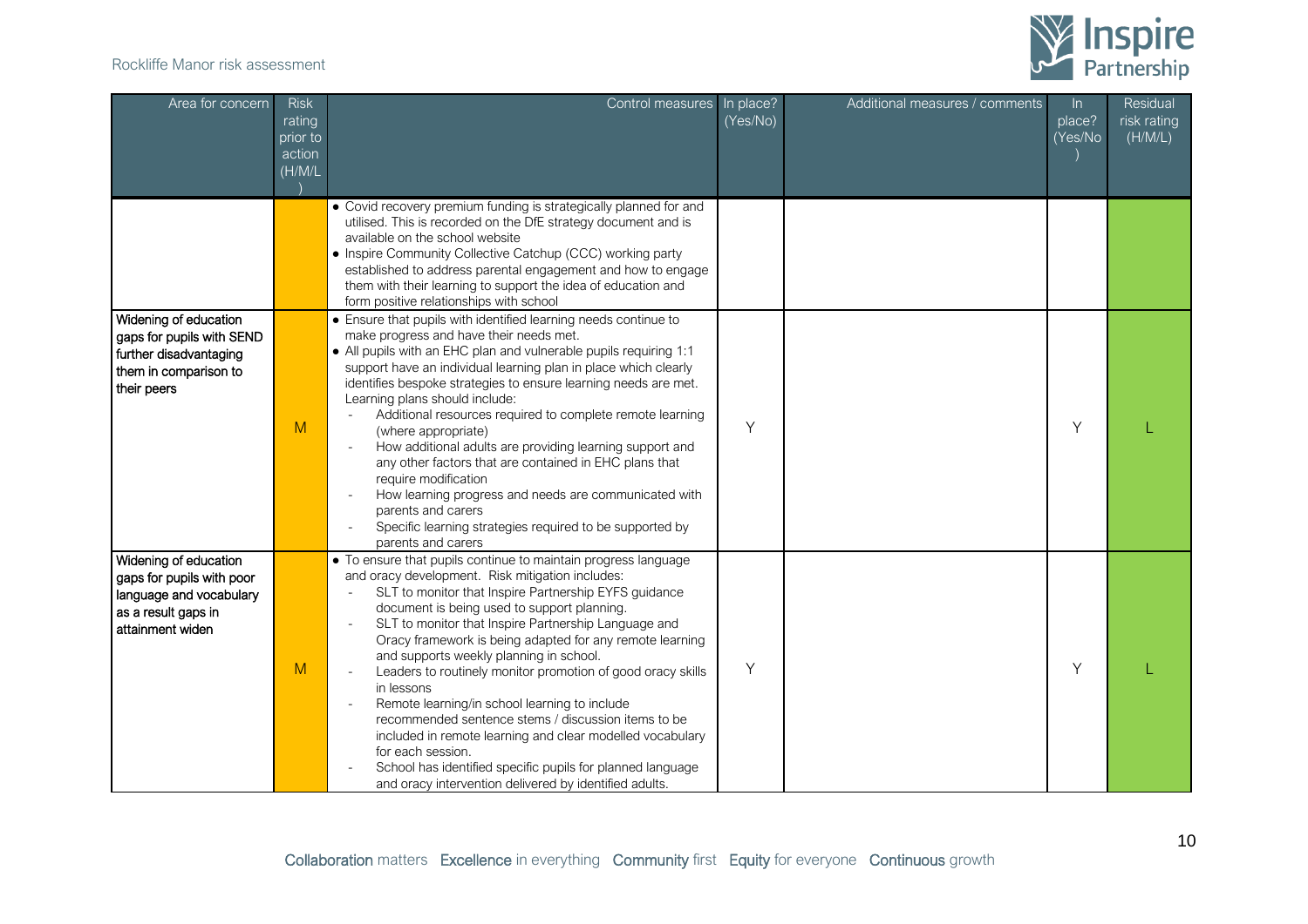| Area for concern | Risk rating prior to action (H/M/L) | Control measures | In place? (Yes/No) | Additional measures / comments | In place? (Yes/No) | Residual risk rating (H/M/L) |
|---|---|---|---|---|---|---|
| | | • Covid recovery premium funding is strategically planned for and utilised. This is recorded on the DfE strategy document and is available on the school website<br>• Inspire Community Collective Catchup (CCC) working party established to address parental engagement and how to engage them with their learning to support the idea of education and form positive relationships with school | | | | |
| Widening of education gaps for pupils with SEND further disadvantaging them in comparison to their peers | M | • Ensure that pupils with identified learning needs continue to make progress and have their needs met.<br>• All pupils with an EHC plan and vulnerable pupils requiring 1:1 support have an individual learning plan in place which clearly identifies bespoke strategies to ensure learning needs are met. Learning plans should include:<br>- Additional resources required to complete remote learning (where appropriate)<br>- How additional adults are providing learning support and any other factors that are contained in EHC plans that require modification<br>- How learning progress and needs are communicated with parents and carers<br>- Specific learning strategies required to be supported by parents and carers | Y | | Y | L |
| Widening of education gaps for pupils with poor language and vocabulary as a result gaps in attainment widen | M | • To ensure that pupils continue to maintain progress language and oracy development. Risk mitigation includes:<br>- SLT to monitor that Inspire Partnership EYFS guidance document is being used to support planning.<br>- SLT to monitor that Inspire Partnership Language and Oracy framework is being adapted for any remote learning and supports weekly planning in school.<br>- Leaders to routinely monitor promotion of good oracy skills in lessons<br>- Remote learning/in school learning to include recommended sentence stems / discussion items to be included in remote learning and clear modelled vocabulary for each session.<br>- School has identified specific pupils for planned language and oracy intervention delivered by identified adults. | Y | | Y | L |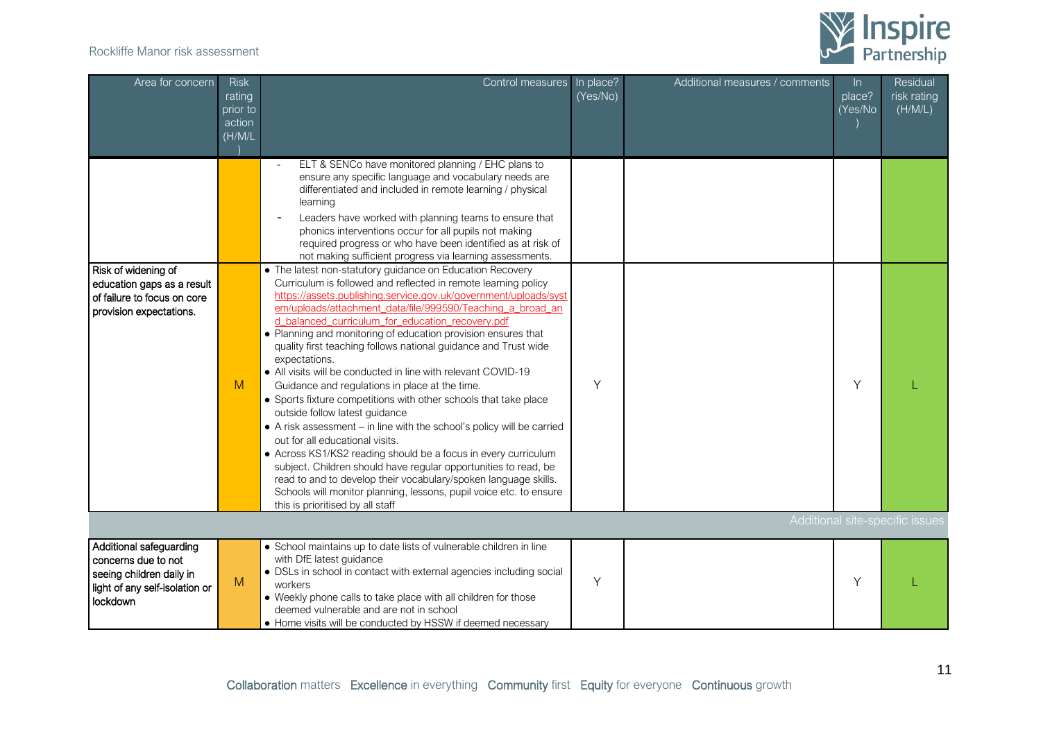| Area for concern | Risk rating prior to action (H/M/L) | Control measures | In place? (Yes/No) | Additional measures / comments | In place? (Yes/No) | Residual risk rating (H/M/L) |
|---|---|---|---|---|---|---|
| | | - ELT & SENCo have monitored planning / EHC plans to ensure any specific language and vocabulary needs are differentiated and included in remote learning / physical learning<br>- Leaders have worked with planning teams to ensure that phonics interventions occur for all pupils not making required progress or who have been identified as at risk of not making sufficient progress via learning assessments. | | | | |
| Risk of widening of education gaps as a result of failure to focus on core provision expectations. | M | • The latest non-statutory guidance on Education Recovery Curriculum is followed and reflected in remote learning policy https://assets.publishing.service.gov.uk/government/uploads/system/uploads/attachment_data/file/999590/Teaching_a_broad_and_balanced_curriculum_for_education_recovery.pdf<br>• Planning and monitoring of education provision ensures that quality first teaching follows national guidance and Trust wide expectations.<br>• All visits will be conducted in line with relevant COVID-19 Guidance and regulations in place at the time.<br>• Sports fixture competitions with other schools that take place outside follow latest guidance<br>• A risk assessment – in line with the school's policy will be carried out for all educational visits.<br>• Across KS1/KS2 reading should be a focus in every curriculum subject. Children should have regular opportunities to read, be read to and to develop their vocabulary/spoken language skills. Schools will monitor planning, lessons, pupil voice etc. to ensure this is prioritised by all staff | Y | | Y | L |
| **Additional site-specific issues** | | | | | | |
| Additional safeguarding concerns due to not seeing children daily in light of any self-isolation or lockdown | M | • School maintains up to date lists of vulnerable children in line with DfE latest guidance<br>• DSLs in school in contact with external agencies including social workers<br>• Weekly phone calls to take place with all children for those deemed vulnerable and are not in school<br>• Home visits will be conducted by HSSW if deemed necessary | Y | | Y | L |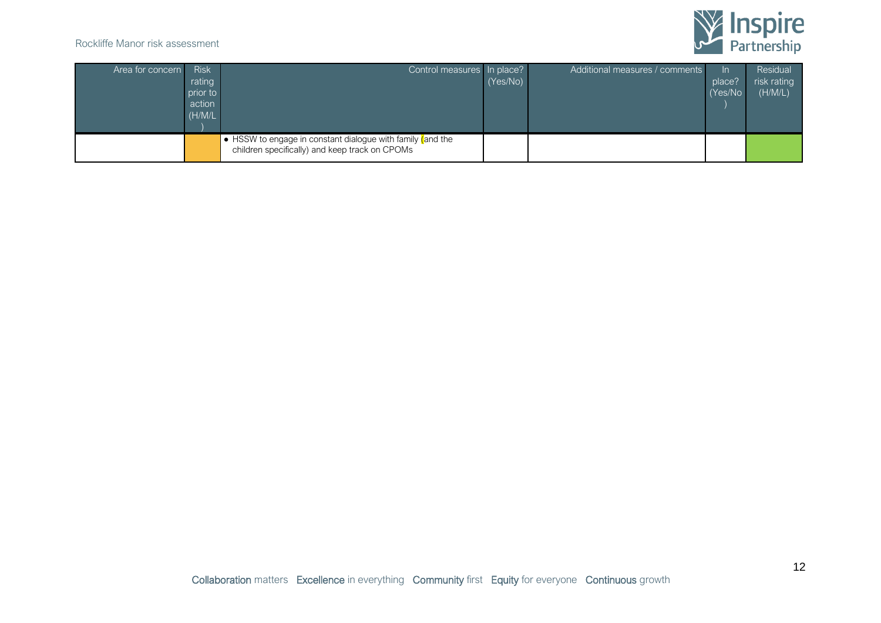| Area for concern | Risk rating prior to action (H/M/L) | Control measures | In place? (Yes/No) | Additional measures / comments | In place? (Yes/No) | Residual risk rating (H/M/L) |
| --- | --- | --- | --- | --- | --- | --- |
| | | • HSSW to engage in constant dialogue with family (and the children specifically) and keep track on CPOMs | | | | |